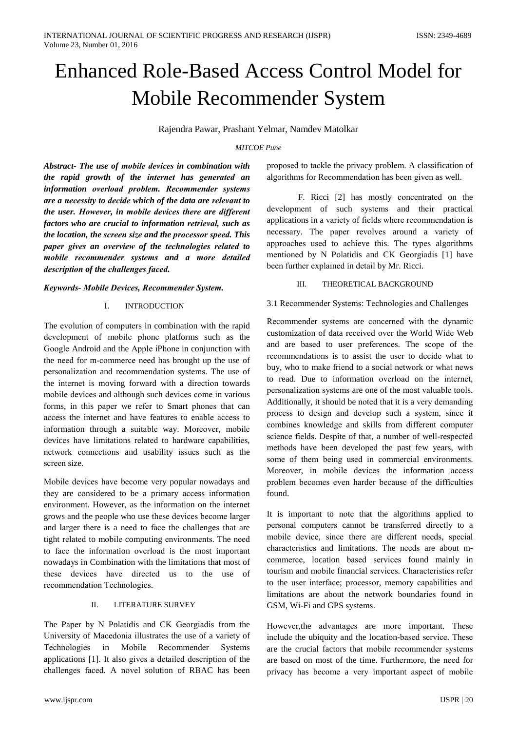# Enhanced Role-Based Access Control Model for Mobile Recommender System

Rajendra Pawar, Prashant Yelmar, Namdev Matolkar

*MITCOE Pune*

***Abstract- The use of mobile devices in combination with the rapid growth of the internet has generated an information overload problem. Recommender systems are a necessity to decide which of the data are relevant to the user. However, in mobile devices there are different factors who are crucial to information retrieval, such as the location, the screen size and the processor speed. This paper gives an overview of the technologies related to mobile recommender systems and a more detailed description of the challenges faced.***

***Keywords- Mobile Devices, Recommender System.***

## I. INTRODUCTION

The evolution of computers in combination with the rapid development of mobile phone platforms such as the Google Android and the Apple iPhone in conjunction with the need for m-commerce need has brought up the use of personalization and recommendation systems. The use of the internet is moving forward with a direction towards mobile devices and although such devices come in various forms, in this paper we refer to Smart phones that can access the internet and have features to enable access to information through a suitable way. Moreover, mobile devices have limitations related to hardware capabilities, network connections and usability issues such as the screen size.

Mobile devices have become very popular nowadays and they are considered to be a primary access information environment. However, as the information on the internet grows and the people who use these devices become larger and larger there is a need to face the challenges that are tight related to mobile computing environments. The need to face the information overload is the most important nowadays in Combination with the limitations that most of these devices have directed us to the use of recommendation Technologies.

## II. LITERATURE SURVEY

The Paper by N Polatidis and CK Georgiadis from the University of Macedonia illustrates the use of a variety of Technologies in Mobile Recommender Systems applications [1]. It also gives a detailed description of the challenges faced. A novel solution of RBAC has been proposed to tackle the privacy problem. A classification of algorithms for Recommendation has been given as well.

F. Ricci [2] has mostly concentrated on the development of such systems and their practical applications in a variety of fields where recommendation is necessary. The paper revolves around a variety of approaches used to achieve this. The types algorithms mentioned by N Polatidis and CK Georgiadis [1] have been further explained in detail by Mr. Ricci.

## III. THEORETICAL BACKGROUND

### 3.1 Recommender Systems: Technologies and Challenges

Recommender systems are concerned with the dynamic customization of data received over the World Wide Web and are based to user preferences. The scope of the recommendations is to assist the user to decide what to buy, who to make friend to a social network or what news to read. Due to information overload on the internet, personalization systems are one of the most valuable tools. Additionally, it should be noted that it is a very demanding process to design and develop such a system, since it combines knowledge and skills from different computer science fields. Despite of that, a number of well-respected methods have been developed the past few years, with some of them being used in commercial environments. Moreover, in mobile devices the information access problem becomes even harder because of the difficulties found.

It is important to note that the algorithms applied to personal computers cannot be transferred directly to a mobile device, since there are different needs, special characteristics and limitations. The needs are about m-commerce, location based services found mainly in tourism and mobile financial services. Characteristics refer to the user interface; processor, memory capabilities and limitations are about the network boundaries found in GSM, Wi-Fi and GPS systems.

However,the advantages are more important. These include the ubiquity and the location-based service. These are the crucial factors that mobile recommender systems are based on most of the time. Furthermore, the need for privacy has become a very important aspect of mobile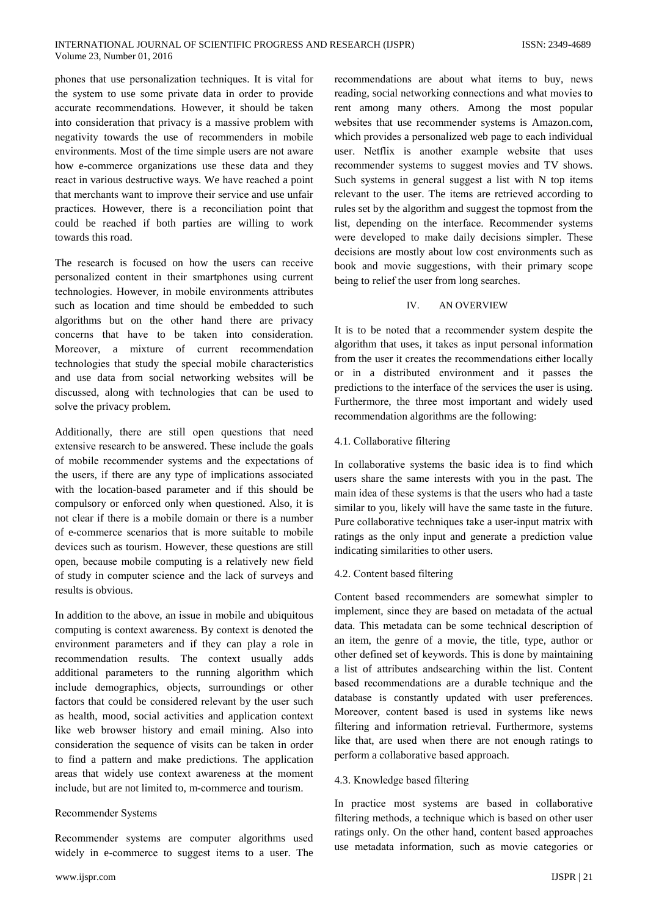phones that use personalization techniques. It is vital for the system to use some private data in order to provide accurate recommendations. However, it should be taken into consideration that privacy is a massive problem with negativity towards the use of recommenders in mobile environments. Most of the time simple users are not aware how e-commerce organizations use these data and they react in various destructive ways. We have reached a point that merchants want to improve their service and use unfair practices. However, there is a reconciliation point that could be reached if both parties are willing to work towards this road.

The research is focused on how the users can receive personalized content in their smartphones using current technologies. However, in mobile environments attributes such as location and time should be embedded to such algorithms but on the other hand there are privacy concerns that have to be taken into consideration. Moreover, a mixture of current recommendation technologies that study the special mobile characteristics and use data from social networking websites will be discussed, along with technologies that can be used to solve the privacy problem.

Additionally, there are still open questions that need extensive research to be answered. These include the goals of mobile recommender systems and the expectations of the users, if there are any type of implications associated with the location-based parameter and if this should be compulsory or enforced only when questioned. Also, it is not clear if there is a mobile domain or there is a number of e-commerce scenarios that is more suitable to mobile devices such as tourism. However, these questions are still open, because mobile computing is a relatively new field of study in computer science and the lack of surveys and results is obvious.

In addition to the above, an issue in mobile and ubiquitous computing is context awareness. By context is denoted the environment parameters and if they can play a role in recommendation results. The context usually adds additional parameters to the running algorithm which include demographics, objects, surroundings or other factors that could be considered relevant by the user such as health, mood, social activities and application context like web browser history and email mining. Also into consideration the sequence of visits can be taken in order to find a pattern and make predictions. The application areas that widely use context awareness at the moment include, but are not limited to, m-commerce and tourism.

### Recommender Systems

Recommender systems are computer algorithms used widely in e-commerce to suggest items to a user. The recommendations are about what items to buy, news reading, social networking connections and what movies to rent among many others. Among the most popular websites that use recommender systems is Amazon.com, which provides a personalized web page to each individual user. Netflix is another example website that uses recommender systems to suggest movies and TV shows. Such systems in general suggest a list with N top items relevant to the user. The items are retrieved according to rules set by the algorithm and suggest the topmost from the list, depending on the interface. Recommender systems were developed to make daily decisions simpler. These decisions are mostly about low cost environments such as book and movie suggestions, with their primary scope being to relief the user from long searches.

## IV. AN OVERVIEW

It is to be noted that a recommender system despite the algorithm that uses, it takes as input personal information from the user it creates the recommendations either locally or in a distributed environment and it passes the predictions to the interface of the services the user is using. Furthermore, the three most important and widely used recommendation algorithms are the following:

### 4.1. Collaborative filtering

In collaborative systems the basic idea is to find which users share the same interests with you in the past. The main idea of these systems is that the users who had a taste similar to you, likely will have the same taste in the future. Pure collaborative techniques take a user-input matrix with ratings as the only input and generate a prediction value indicating similarities to other users.

### 4.2. Content based filtering

Content based recommenders are somewhat simpler to implement, since they are based on metadata of the actual data. This metadata can be some technical description of an item, the genre of a movie, the title, type, author or other defined set of keywords. This is done by maintaining a list of attributes andsearching within the list. Content based recommendations are a durable technique and the database is constantly updated with user preferences. Moreover, content based is used in systems like news filtering and information retrieval. Furthermore, systems like that, are used when there are not enough ratings to perform a collaborative based approach.

### 4.3. Knowledge based filtering

In practice most systems are based in collaborative filtering methods, a technique which is based on other user ratings only. On the other hand, content based approaches use metadata information, such as movie categories or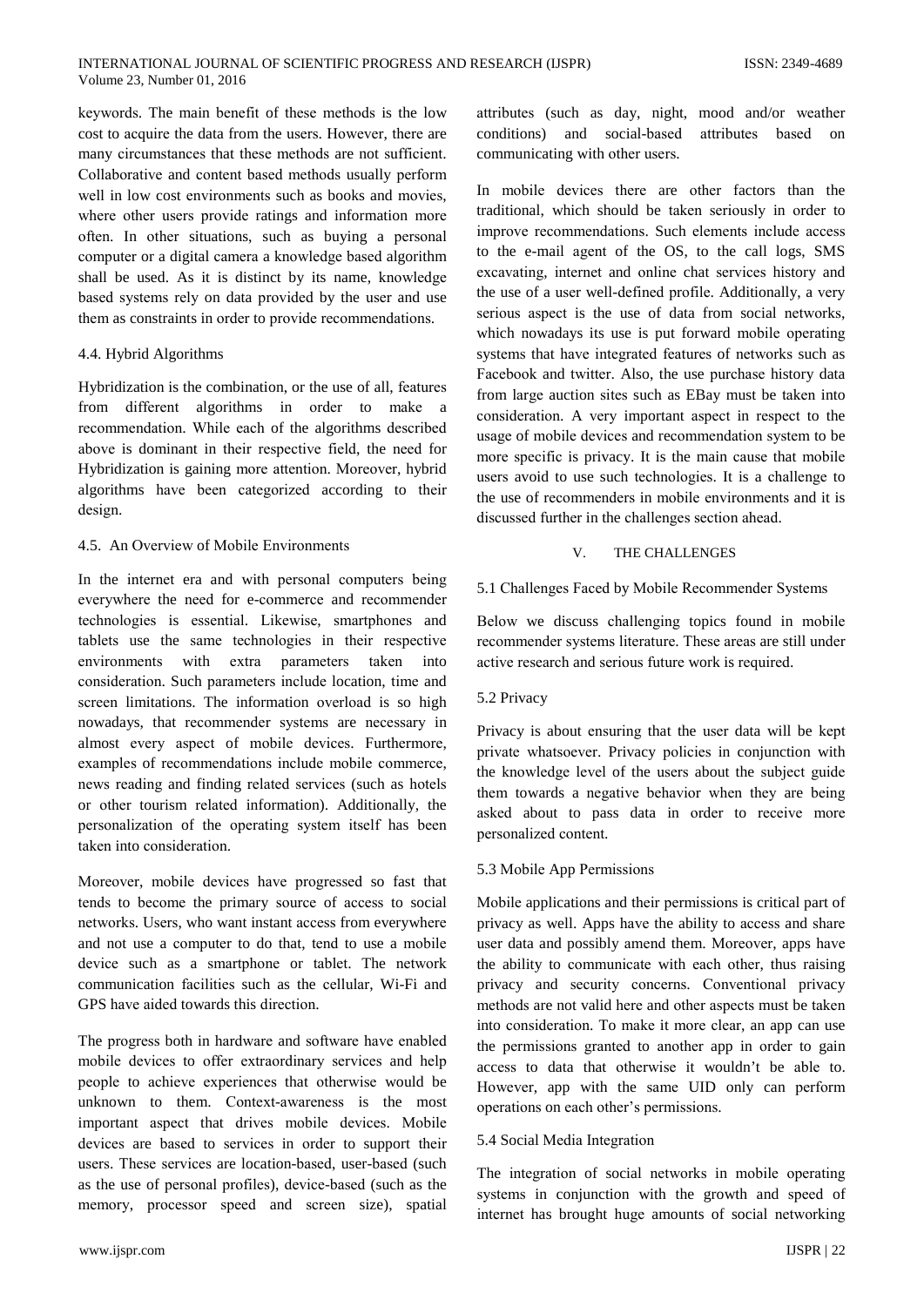keywords. The main benefit of these methods is the low cost to acquire the data from the users. However, there are many circumstances that these methods are not sufficient. Collaborative and content based methods usually perform well in low cost environments such as books and movies, where other users provide ratings and information more often. In other situations, such as buying a personal computer or a digital camera a knowledge based algorithm shall be used. As it is distinct by its name, knowledge based systems rely on data provided by the user and use them as constraints in order to provide recommendations.

### 4.4. Hybrid Algorithms

Hybridization is the combination, or the use of all, features from different algorithms in order to make a recommendation. While each of the algorithms described above is dominant in their respective field, the need for Hybridization is gaining more attention. Moreover, hybrid algorithms have been categorized according to their design.

### 4.5. An Overview of Mobile Environments

In the internet era and with personal computers being everywhere the need for e-commerce and recommender technologies is essential. Likewise, smartphones and tablets use the same technologies in their respective environments with extra parameters taken into consideration. Such parameters include location, time and screen limitations. The information overload is so high nowadays, that recommender systems are necessary in almost every aspect of mobile devices. Furthermore, examples of recommendations include mobile commerce, news reading and finding related services (such as hotels or other tourism related information). Additionally, the personalization of the operating system itself has been taken into consideration.

Moreover, mobile devices have progressed so fast that tends to become the primary source of access to social networks. Users, who want instant access from everywhere and not use a computer to do that, tend to use a mobile device such as a smartphone or tablet. The network communication facilities such as the cellular, Wi-Fi and GPS have aided towards this direction.

The progress both in hardware and software have enabled mobile devices to offer extraordinary services and help people to achieve experiences that otherwise would be unknown to them. Context-awareness is the most important aspect that drives mobile devices. Mobile devices are based to services in order to support their users. These services are location-based, user-based (such as the use of personal profiles), device-based (such as the memory, processor speed and screen size), spatial attributes (such as day, night, mood and/or weather conditions) and social-based attributes based on communicating with other users.

In mobile devices there are other factors than the traditional, which should be taken seriously in order to improve recommendations. Such elements include access to the e-mail agent of the OS, to the call logs, SMS excavating, internet and online chat services history and the use of a user well-defined profile. Additionally, a very serious aspect is the use of data from social networks, which nowadays its use is put forward mobile operating systems that have integrated features of networks such as Facebook and twitter. Also, the use purchase history data from large auction sites such as EBay must be taken into consideration. A very important aspect in respect to the usage of mobile devices and recommendation system to be more specific is privacy. It is the main cause that mobile users avoid to use such technologies. It is a challenge to the use of recommenders in mobile environments and it is discussed further in the challenges section ahead.

## V. THE CHALLENGES

### 5.1 Challenges Faced by Mobile Recommender Systems

Below we discuss challenging topics found in mobile recommender systems literature. These areas are still under active research and serious future work is required.

### 5.2 Privacy

Privacy is about ensuring that the user data will be kept private whatsoever. Privacy policies in conjunction with the knowledge level of the users about the subject guide them towards a negative behavior when they are being asked about to pass data in order to receive more personalized content.

### 5.3 Mobile App Permissions

Mobile applications and their permissions is critical part of privacy as well. Apps have the ability to access and share user data and possibly amend them. Moreover, apps have the ability to communicate with each other, thus raising privacy and security concerns. Conventional privacy methods are not valid here and other aspects must be taken into consideration. To make it more clear, an app can use the permissions granted to another app in order to gain access to data that otherwise it wouldn't be able to. However, app with the same UID only can perform operations on each other's permissions.

### 5.4 Social Media Integration

The integration of social networks in mobile operating systems in conjunction with the growth and speed of internet has brought huge amounts of social networking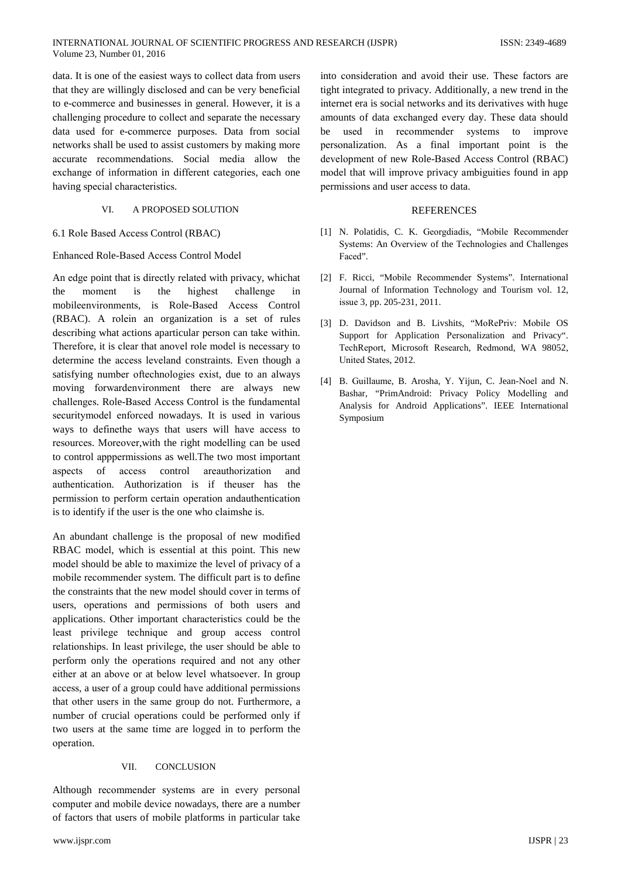data. It is one of the easiest ways to collect data from users that they are willingly disclosed and can be very beneficial to e-commerce and businesses in general. However, it is a challenging procedure to collect and separate the necessary data used for e-commerce purposes. Data from social networks shall be used to assist customers by making more accurate recommendations. Social media allow the exchange of information in different categories, each one having special characteristics.

## VI. A PROPOSED SOLUTION

### 6.1 Role Based Access Control (RBAC)

Enhanced Role-Based Access Control Model

An edge point that is directly related with privacy, whichat the moment is the highest challenge in mobileenvironments, is Role-Based Access Control (RBAC). A rolein an organization is a set of rules describing what actions aparticular person can take within. Therefore, it is clear that anovel role model is necessary to determine the access leveland constraints. Even though a satisfying number oftechnologies exist, due to an always moving forwardenvironment there are always new challenges. Role-Based Access Control is the fundamental securitymodel enforced nowadays. It is used in various ways to definethe ways that users will have access to resources. Moreover,with the right modelling can be used to control apppermissions as well.The two most important aspects of access control areauthorization and authentication. Authorization is if theuser has the permission to perform certain operation andauthentication is to identify if the user is the one who claimshe is.

An abundant challenge is the proposal of new modified RBAC model, which is essential at this point. This new model should be able to maximize the level of privacy of a mobile recommender system. The difficult part is to define the constraints that the new model should cover in terms of users, operations and permissions of both users and applications. Other important characteristics could be the least privilege technique and group access control relationships. In least privilege, the user should be able to perform only the operations required and not any other either at an above or at below level whatsoever. In group access, a user of a group could have additional permissions that other users in the same group do not. Furthermore, a number of crucial operations could be performed only if two users at the same time are logged in to perform the operation.

## VII. CONCLUSION

Although recommender systems are in every personal computer and mobile device nowadays, there are a number of factors that users of mobile platforms in particular take into consideration and avoid their use. These factors are tight integrated to privacy. Additionally, a new trend in the internet era is social networks and its derivatives with huge amounts of data exchanged every day. These data should be used in recommender systems to improve personalization. As a final important point is the development of new Role-Based Access Control (RBAC) model that will improve privacy ambiguities found in app permissions and user access to data.

## REFERENCES

[1] N. Polatidis, C. K. Georgdiadis, "Mobile Recommender Systems: An Overview of the Technologies and Challenges Faced".

[2] F. Ricci, "Mobile Recommender Systems". International Journal of Information Technology and Tourism vol. 12, issue 3, pp. 205-231, 2011.

[3] D. Davidson and B. Livshits, "MoRePriv: Mobile OS Support for Application Personalization and Privacy". TechReport, Microsoft Research, Redmond, WA 98052, United States, 2012.

[4] B. Guillaume, B. Arosha, Y. Yijun, C. Jean-Noel and N. Bashar, "PrimAndroid: Privacy Policy Modelling and Analysis for Android Applications". IEEE International Symposium